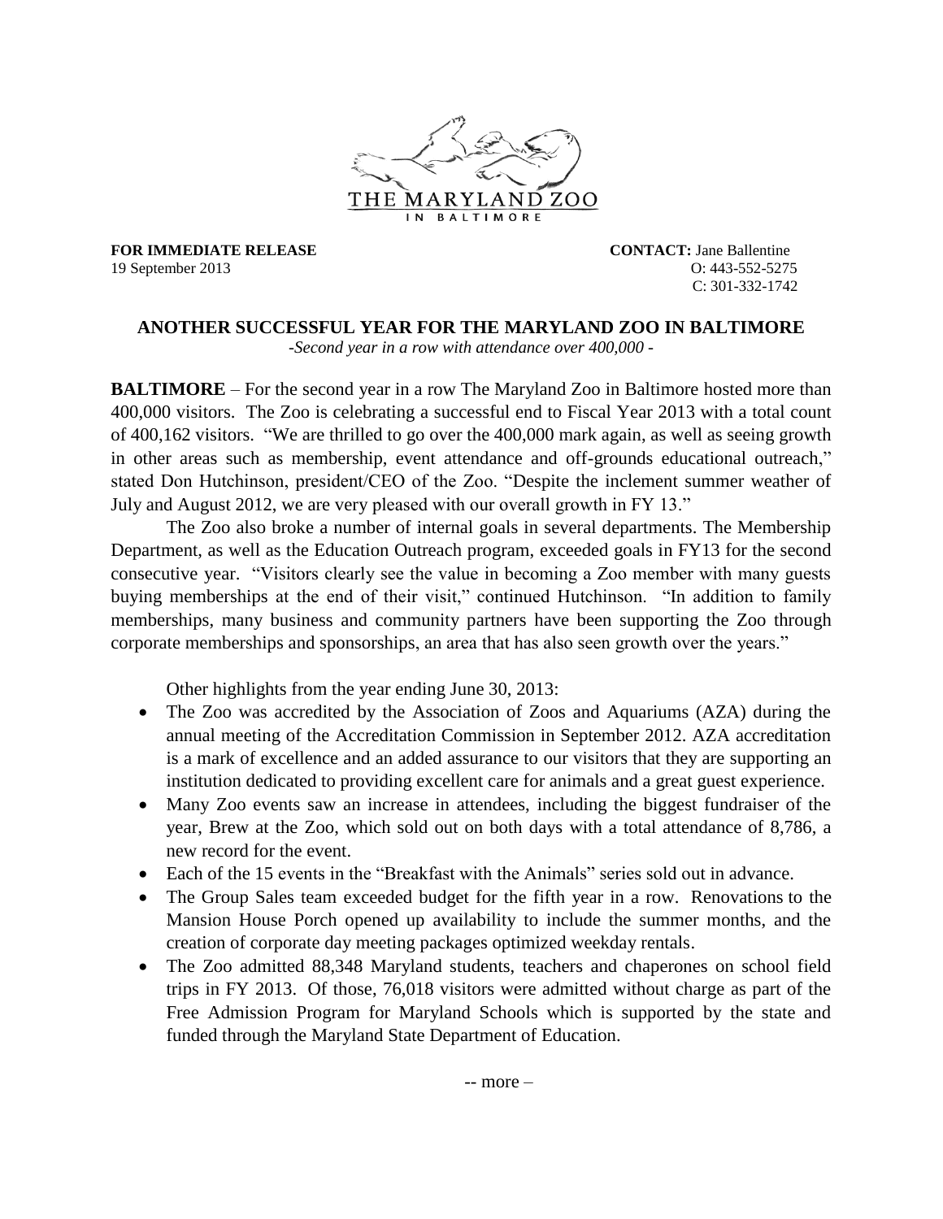THE MARYLAND ZOO IN BALTIMORE

**FOR IMMEDIATE RELEASE**
19 September 2013

**CONTACT:** Jane Ballentine
O: 443-552-5275
C: 301-332-1742

## ANOTHER SUCCESSFUL YEAR FOR THE MARYLAND ZOO IN BALTIMORE

*-Second year in a row with attendance over 400,000 -*

**BALTIMORE** – For the second year in a row The Maryland Zoo in Baltimore hosted more than 400,000 visitors. The Zoo is celebrating a successful end to Fiscal Year 2013 with a total count of 400,162 visitors. "We are thrilled to go over the 400,000 mark again, as well as seeing growth in other areas such as membership, event attendance and off-grounds educational outreach," stated Don Hutchinson, president/CEO of the Zoo. "Despite the inclement summer weather of July and August 2012, we are very pleased with our overall growth in FY 13."

The Zoo also broke a number of internal goals in several departments. The Membership Department, as well as the Education Outreach program, exceeded goals in FY13 for the second consecutive year. "Visitors clearly see the value in becoming a Zoo member with many guests buying memberships at the end of their visit," continued Hutchinson. "In addition to family memberships, many business and community partners have been supporting the Zoo through corporate memberships and sponsorships, an area that has also seen growth over the years."

Other highlights from the year ending June 30, 2013:

- The Zoo was accredited by the Association of Zoos and Aquariums (AZA) during the annual meeting of the Accreditation Commission in September 2012. AZA accreditation is a mark of excellence and an added assurance to our visitors that they are supporting an institution dedicated to providing excellent care for animals and a great guest experience.
- Many Zoo events saw an increase in attendees, including the biggest fundraiser of the year, Brew at the Zoo, which sold out on both days with a total attendance of 8,786, a new record for the event.
- Each of the 15 events in the "Breakfast with the Animals" series sold out in advance.
- The Group Sales team exceeded budget for the fifth year in a row. Renovations to the Mansion House Porch opened up availability to include the summer months, and the creation of corporate day meeting packages optimized weekday rentals.
- The Zoo admitted 88,348 Maryland students, teachers and chaperones on school field trips in FY 2013. Of those, 76,018 visitors were admitted without charge as part of the Free Admission Program for Maryland Schools which is supported by the state and funded through the Maryland State Department of Education.

-- more –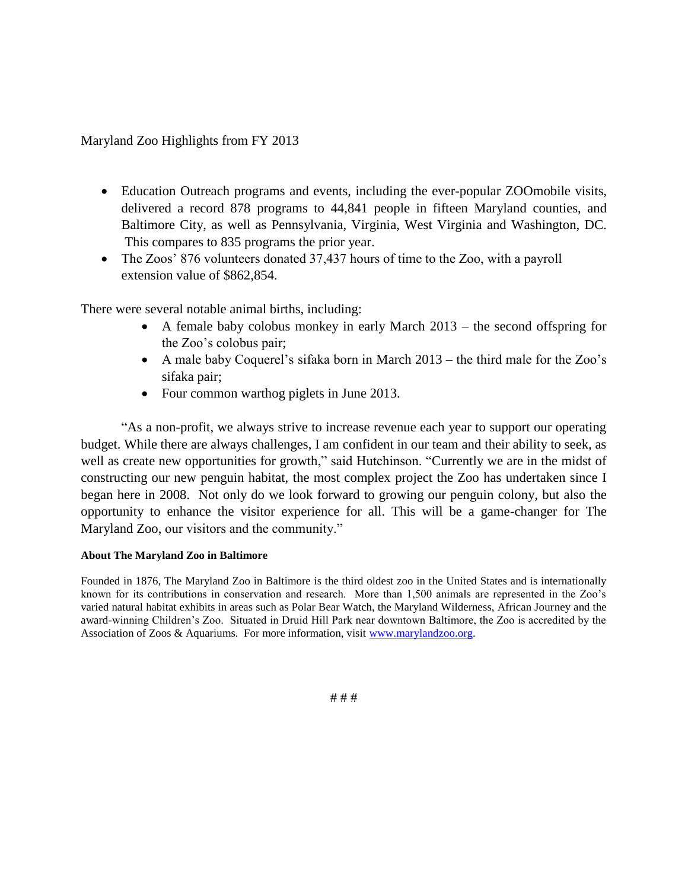Maryland Zoo Highlights from FY 2013

- Education Outreach programs and events, including the ever-popular ZOOmobile visits, delivered a record 878 programs to 44,841 people in fifteen Maryland counties, and Baltimore City, as well as Pennsylvania, Virginia, West Virginia and Washington, DC. This compares to 835 programs the prior year.
- The Zoos' 876 volunteers donated 37,437 hours of time to the Zoo, with a payroll extension value of $862,854.

There were several notable animal births, including:

- A female baby colobus monkey in early March 2013 – the second offspring for the Zoo's colobus pair;
- A male baby Coquerel's sifaka born in March 2013 – the third male for the Zoo's sifaka pair;
- Four common warthog piglets in June 2013.

"As a non-profit, we always strive to increase revenue each year to support our operating budget. While there are always challenges, I am confident in our team and their ability to seek, as well as create new opportunities for growth," said Hutchinson. "Currently we are in the midst of constructing our new penguin habitat, the most complex project the Zoo has undertaken since I began here in 2008. Not only do we look forward to growing our penguin colony, but also the opportunity to enhance the visitor experience for all. This will be a game-changer for The Maryland Zoo, our visitors and the community."

**About The Maryland Zoo in Baltimore**

Founded in 1876, The Maryland Zoo in Baltimore is the third oldest zoo in the United States and is internationally known for its contributions in conservation and research. More than 1,500 animals are represented in the Zoo's varied natural habitat exhibits in areas such as Polar Bear Watch, the Maryland Wilderness, African Journey and the award-winning Children's Zoo. Situated in Druid Hill Park near downtown Baltimore, the Zoo is accredited by the Association of Zoos & Aquariums. For more information, visit www.marylandzoo.org.

# # #